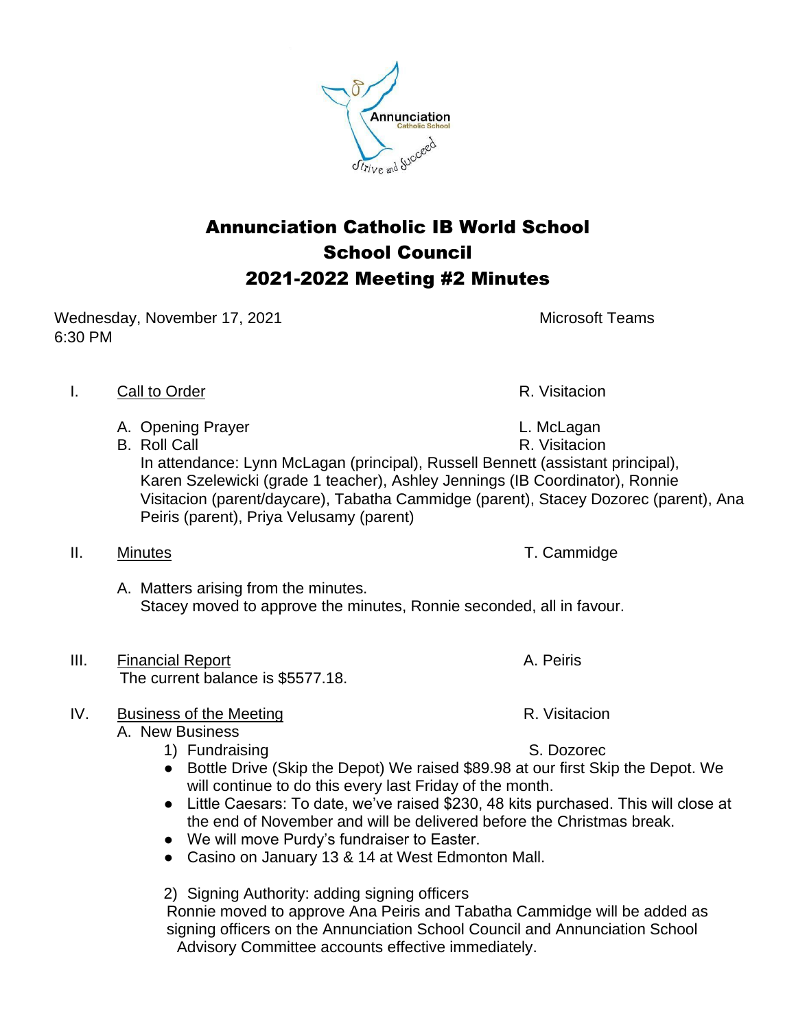# Annunciation Catholic IB World School
## School Council
## 2021-2022 Meeting #2 Minutes

Wednesday, November 17, 2021 Microsoft Teams
6:30 PM

I. Call to Order — R. Visitacion

A. Opening Prayer — L. McLagan

B. Roll Call — R. Visitacion

In attendance: Lynn McLagan (principal), Russell Bennett (assistant principal), Karen Szelewicki (grade 1 teacher), Ashley Jennings (IB Coordinator), Ronnie Visitacion (parent/daycare), Tabatha Cammidge (parent), Stacey Dozorec (parent), Ana Peiris (parent), Priya Velusamy (parent)

II. Minutes — T. Cammidge

A. Matters arising from the minutes.
Stacey moved to approve the minutes, Ronnie seconded, all in favour.

III. Financial Report — A. Peiris

The current balance is $5577.18.

IV. Business of the Meeting — R. Visitacion

A. New Business

1) Fundraising — S. Dozorec

- Bottle Drive (Skip the Depot) We raised $89.98 at our first Skip the Depot. We will continue to do this every last Friday of the month.
- Little Caesars: To date, we've raised $230, 48 kits purchased. This will close at the end of November and will be delivered before the Christmas break.
- We will move Purdy's fundraiser to Easter.
- Casino on January 13 & 14 at West Edmonton Mall.

2) Signing Authority: adding signing officers

Ronnie moved to approve Ana Peiris and Tabatha Cammidge will be added as signing officers on the Annunciation School Council and Annunciation School Advisory Committee accounts effective immediately.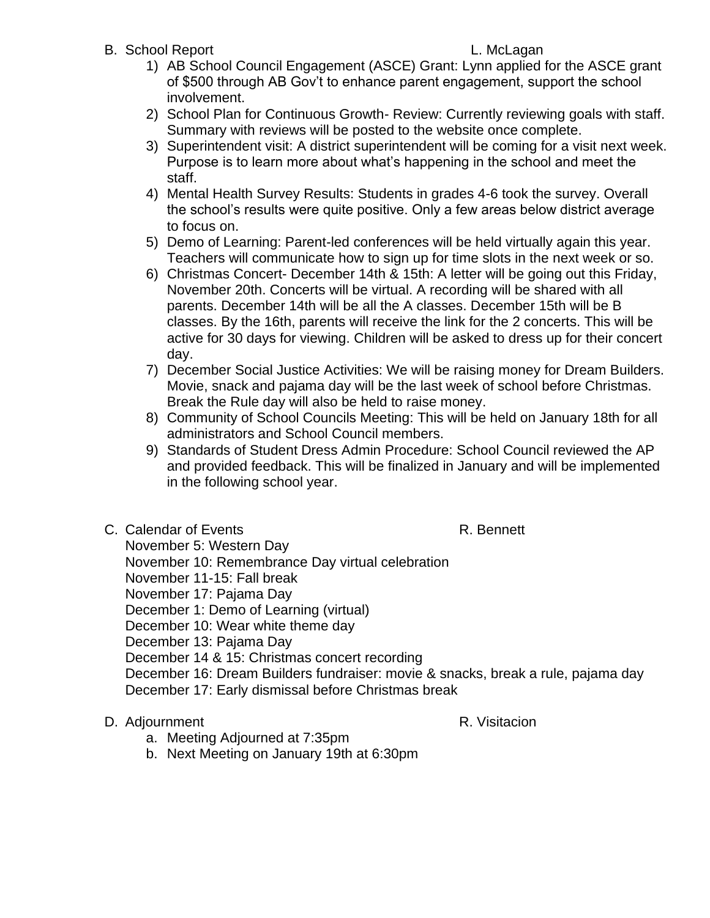B. School Report L. McLagan

1) AB School Council Engagement (ASCE) Grant: Lynn applied for the ASCE grant of $500 through AB Gov't to enhance parent engagement, support the school involvement.
2) School Plan for Continuous Growth- Review: Currently reviewing goals with staff. Summary with reviews will be posted to the website once complete.
3) Superintendent visit: A district superintendent will be coming for a visit next week. Purpose is to learn more about what's happening in the school and meet the staff.
4) Mental Health Survey Results: Students in grades 4-6 took the survey. Overall the school's results were quite positive. Only a few areas below district average to focus on.
5) Demo of Learning: Parent-led conferences will be held virtually again this year. Teachers will communicate how to sign up for time slots in the next week or so.
6) Christmas Concert- December 14th & 15th: A letter will be going out this Friday, November 20th. Concerts will be virtual. A recording will be shared with all parents. December 14th will be all the A classes. December 15th will be B classes. By the 16th, parents will receive the link for the 2 concerts. This will be active for 30 days for viewing. Children will be asked to dress up for their concert day.
7) December Social Justice Activities: We will be raising money for Dream Builders. Movie, snack and pajama day will be the last week of school before Christmas. Break the Rule day will also be held to raise money.
8) Community of School Councils Meeting: This will be held on January 18th for all administrators and School Council members.
9) Standards of Student Dress Admin Procedure: School Council reviewed the AP and provided feedback. This will be finalized in January and will be implemented in the following school year.

C. Calendar of Events R. Bennett

November 5: Western Day
November 10: Remembrance Day virtual celebration
November 11-15: Fall break
November 17: Pajama Day
December 1: Demo of Learning (virtual)
December 10: Wear white theme day
December 13: Pajama Day
December 14 & 15: Christmas concert recording
December 16: Dream Builders fundraiser: movie & snacks, break a rule, pajama day
December 17: Early dismissal before Christmas break

D. Adjournment R. Visitacion

a. Meeting Adjourned at 7:35pm
b. Next Meeting on January 19th at 6:30pm